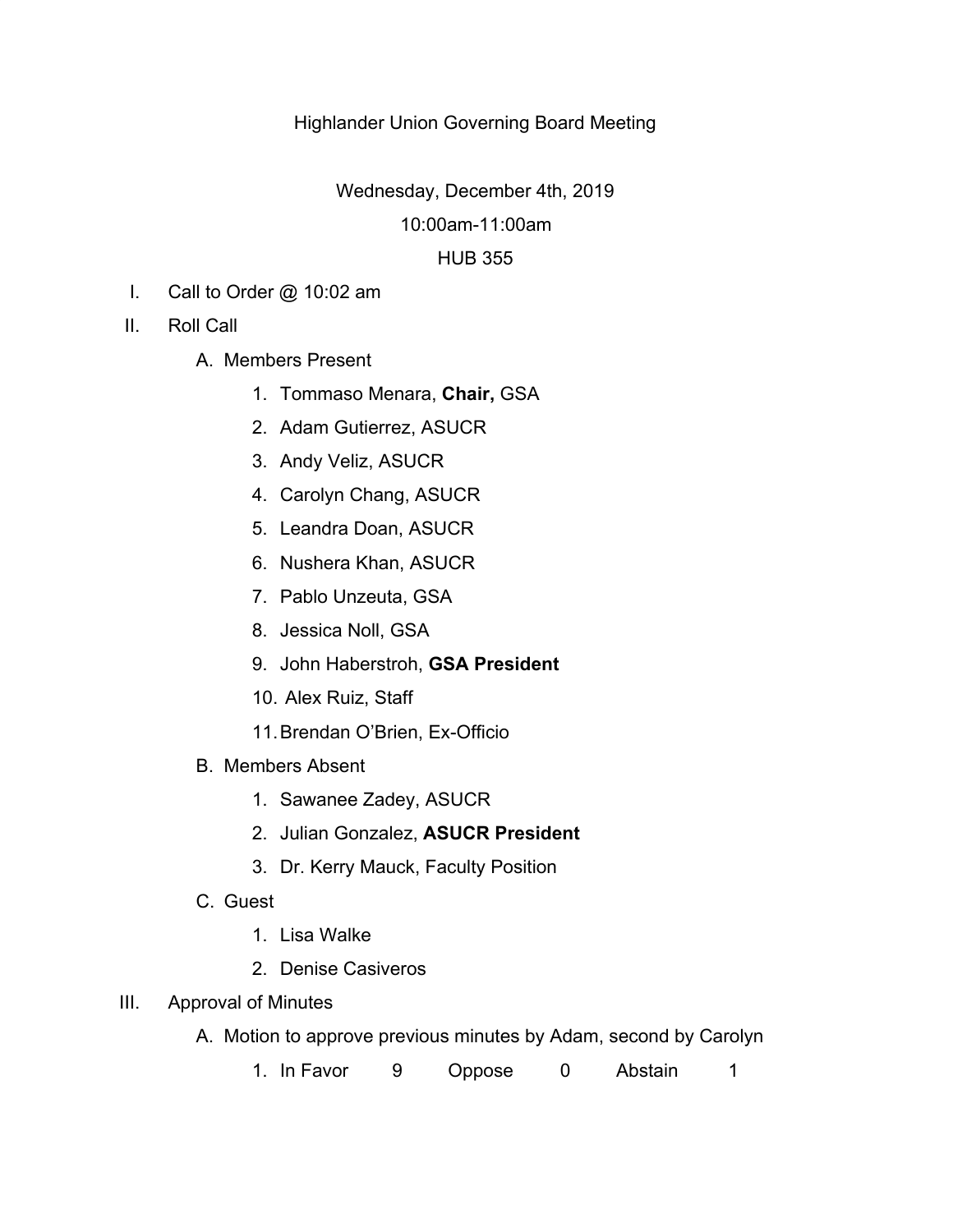Highlander Union Governing Board Meeting

Wednesday, December 4th, 2019

10:00am-11:00am

HUB 355

I. Call to Order @ 10:02 am

II. Roll Call

   A. Members Present

      1. Tommaso Menara, **Chair,** GSA
      2. Adam Gutierrez, ASUCR
      3. Andy Veliz, ASUCR
      4. Carolyn Chang, ASUCR
      5. Leandra Doan, ASUCR
      6. Nushera Khan, ASUCR
      7. Pablo Unzeuta, GSA
      8. Jessica Noll, GSA
      9. John Haberstroh, **GSA President**
      10. Alex Ruiz, Staff
      11. Brendan O'Brien, Ex-Officio

   B. Members Absent

      1. Sawanee Zadey, ASUCR
      2. Julian Gonzalez, **ASUCR President**
      3. Dr. Kerry Mauck, Faculty Position

   C. Guest

      1. Lisa Walke
      2. Denise Casiveros

III. Approval of Minutes

   A. Motion to approve previous minutes by Adam, second by Carolyn

      1. In Favor 9 Oppose 0 Abstain 1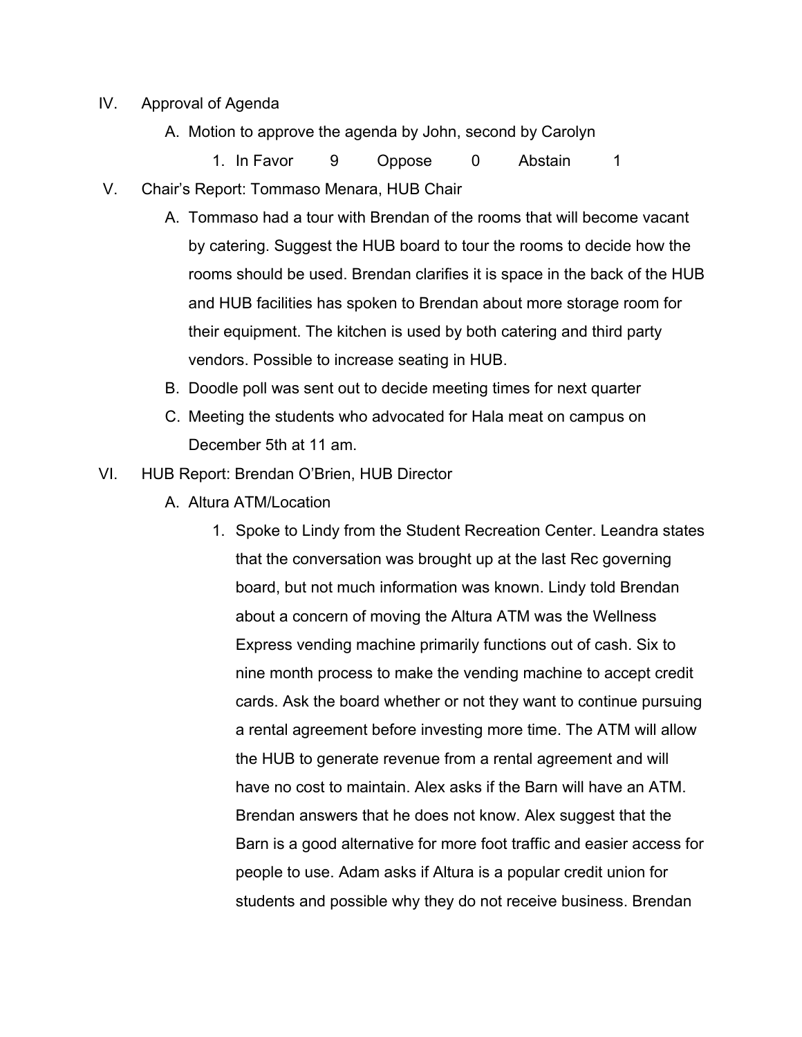IV. Approval of Agenda

   A. Motion to approve the agenda by John, second by Carolyn

      1. In Favor 9 Oppose 0 Abstain 1

V. Chair's Report: Tommaso Menara, HUB Chair

   A. Tommaso had a tour with Brendan of the rooms that will become vacant by catering. Suggest the HUB board to tour the rooms to decide how the rooms should be used. Brendan clarifies it is space in the back of the HUB and HUB facilities has spoken to Brendan about more storage room for their equipment. The kitchen is used by both catering and third party vendors. Possible to increase seating in HUB.

   B. Doodle poll was sent out to decide meeting times for next quarter

   C. Meeting the students who advocated for Hala meat on campus on December 5th at 11 am.

VI. HUB Report: Brendan O'Brien, HUB Director

   A. Altura ATM/Location

      1. Spoke to Lindy from the Student Recreation Center. Leandra states that the conversation was brought up at the last Rec governing board, but not much information was known. Lindy told Brendan about a concern of moving the Altura ATM was the Wellness Express vending machine primarily functions out of cash. Six to nine month process to make the vending machine to accept credit cards. Ask the board whether or not they want to continue pursuing a rental agreement before investing more time. The ATM will allow the HUB to generate revenue from a rental agreement and will have no cost to maintain. Alex asks if the Barn will have an ATM. Brendan answers that he does not know. Alex suggest that the Barn is a good alternative for more foot traffic and easier access for people to use. Adam asks if Altura is a popular credit union for students and possible why they do not receive business. Brendan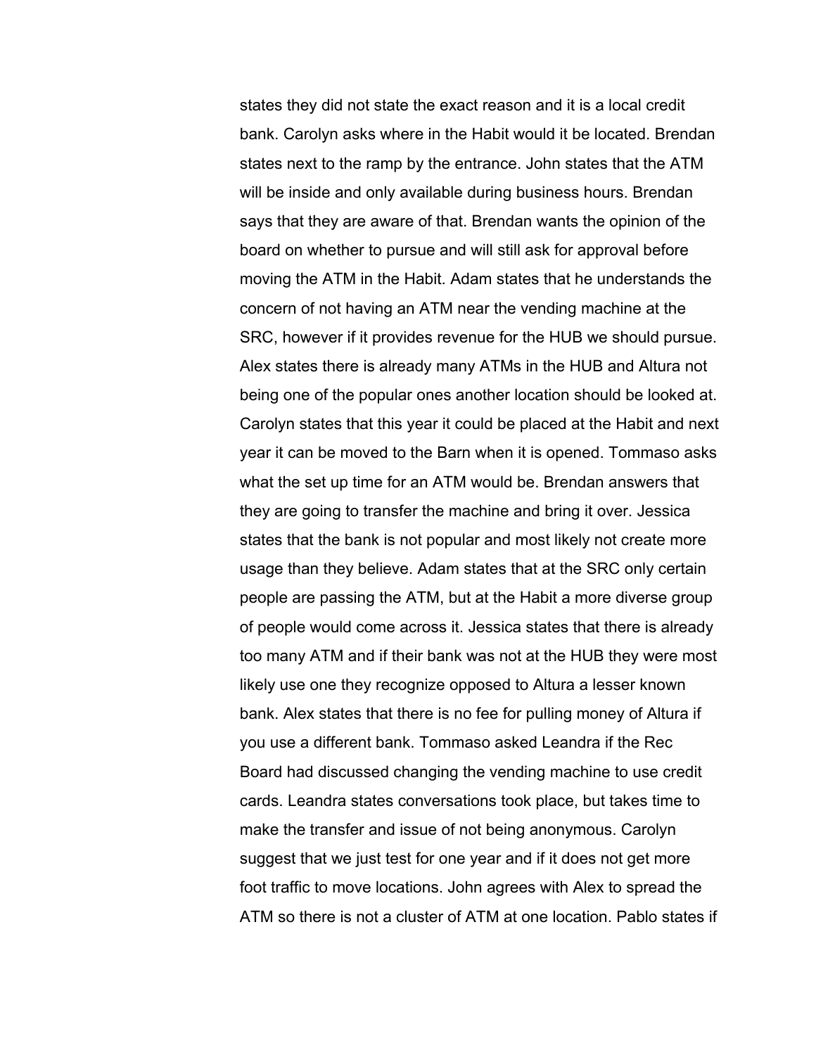states they did not state the exact reason and it is a local credit bank. Carolyn asks where in the Habit would it be located. Brendan states next to the ramp by the entrance. John states that the ATM will be inside and only available during business hours. Brendan says that they are aware of that. Brendan wants the opinion of the board on whether to pursue and will still ask for approval before moving the ATM in the Habit. Adam states that he understands the concern of not having an ATM near the vending machine at the SRC, however if it provides revenue for the HUB we should pursue. Alex states there is already many ATMs in the HUB and Altura not being one of the popular ones another location should be looked at. Carolyn states that this year it could be placed at the Habit and next year it can be moved to the Barn when it is opened. Tommaso asks what the set up time for an ATM would be. Brendan answers that they are going to transfer the machine and bring it over. Jessica states that the bank is not popular and most likely not create more usage than they believe. Adam states that at the SRC only certain people are passing the ATM, but at the Habit a more diverse group of people would come across it. Jessica states that there is already too many ATM and if their bank was not at the HUB they were most likely use one they recognize opposed to Altura a lesser known bank. Alex states that there is no fee for pulling money of Altura if you use a different bank. Tommaso asked Leandra if the Rec Board had discussed changing the vending machine to use credit cards. Leandra states conversations took place, but takes time to make the transfer and issue of not being anonymous. Carolyn suggest that we just test for one year and if it does not get more foot traffic to move locations. John agrees with Alex to spread the ATM so there is not a cluster of ATM at one location. Pablo states if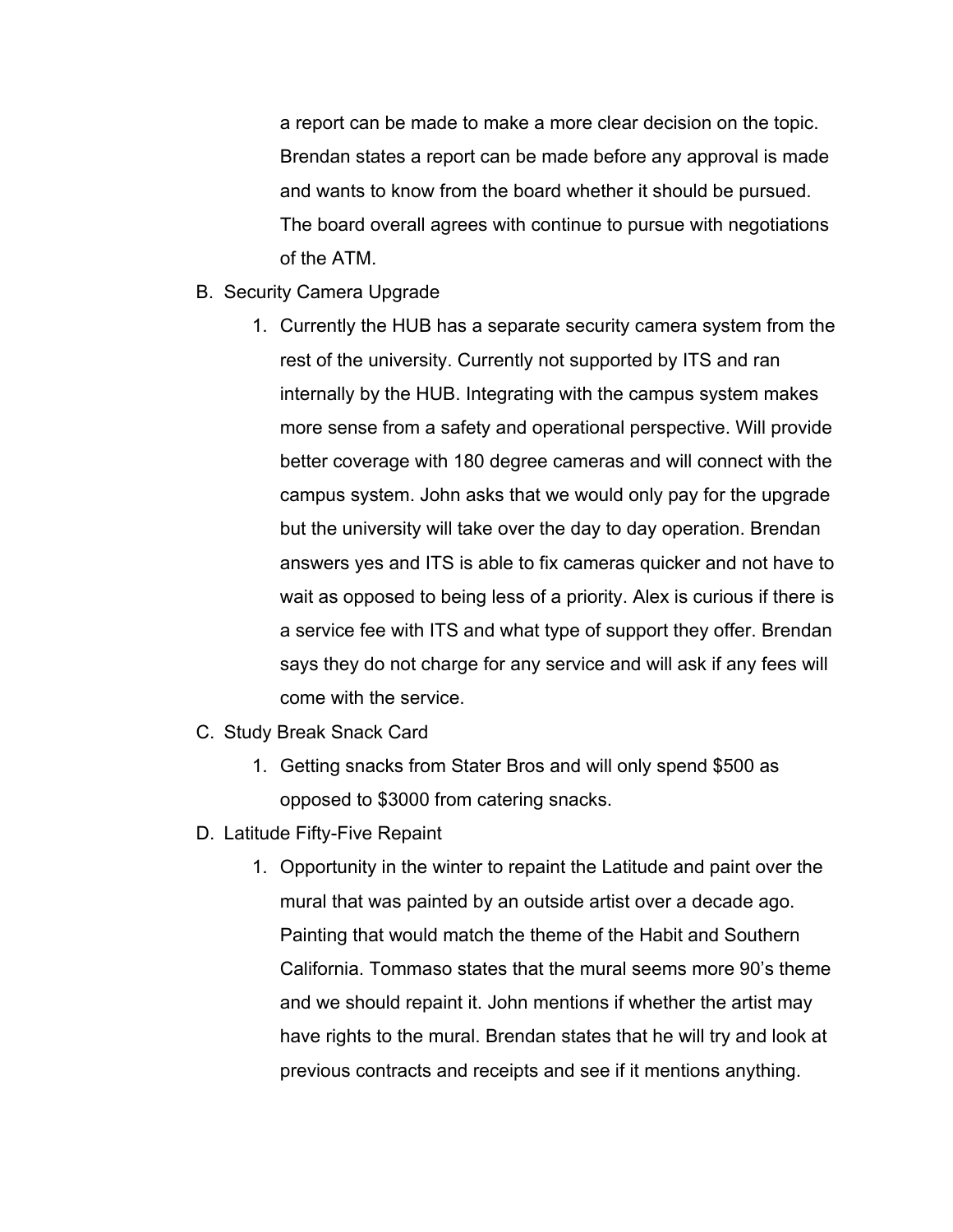a report can be made to make a more clear decision on the topic. Brendan states a report can be made before any approval is made and wants to know from the board whether it should be pursued. The board overall agrees with continue to pursue with negotiations of the ATM.

B. Security Camera Upgrade

    1. Currently the HUB has a separate security camera system from the rest of the university. Currently not supported by ITS and ran internally by the HUB. Integrating with the campus system makes more sense from a safety and operational perspective. Will provide better coverage with 180 degree cameras and will connect with the campus system. John asks that we would only pay for the upgrade but the university will take over the day to day operation. Brendan answers yes and ITS is able to fix cameras quicker and not have to wait as opposed to being less of a priority. Alex is curious if there is a service fee with ITS and what type of support they offer. Brendan says they do not charge for any service and will ask if any fees will come with the service.

C. Study Break Snack Card

    1. Getting snacks from Stater Bros and will only spend $500 as opposed to $3000 from catering snacks.

D. Latitude Fifty-Five Repaint

    1. Opportunity in the winter to repaint the Latitude and paint over the mural that was painted by an outside artist over a decade ago. Painting that would match the theme of the Habit and Southern California. Tommaso states that the mural seems more 90's theme and we should repaint it. John mentions if whether the artist may have rights to the mural. Brendan states that he will try and look at previous contracts and receipts and see if it mentions anything.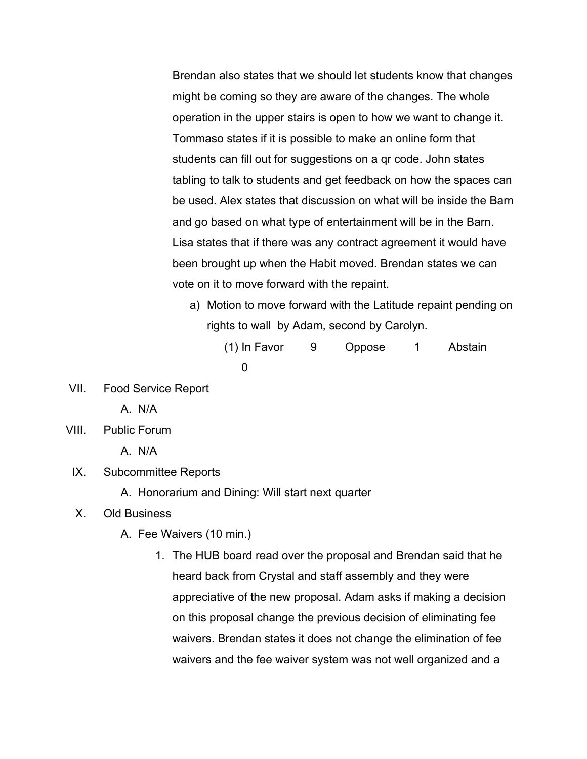Brendan also states that we should let students know that changes might be coming so they are aware of the changes. The whole operation in the upper stairs is open to how we want to change it. Tommaso states if it is possible to make an online form that students can fill out for suggestions on a qr code. John states tabling to talk to students and get feedback on how the spaces can be used. Alex states that discussion on what will be inside the Barn and go based on what type of entertainment will be in the Barn. Lisa states that if there was any contract agreement it would have been brought up when the Habit moved. Brendan states we can vote on it to move forward with the repaint.

a) Motion to move forward with the Latitude repaint pending on rights to wall by Adam, second by Carolyn.

(1) In Favor 9 Oppose 1 Abstain 0

VII. Food Service Report

A. N/A

VIII. Public Forum

A. N/A

IX. Subcommittee Reports

A. Honorarium and Dining: Will start next quarter

X. Old Business

A. Fee Waivers (10 min.)

1. The HUB board read over the proposal and Brendan said that he heard back from Crystal and staff assembly and they were appreciative of the new proposal. Adam asks if making a decision on this proposal change the previous decision of eliminating fee waivers. Brendan states it does not change the elimination of fee waivers and the fee waiver system was not well organized and a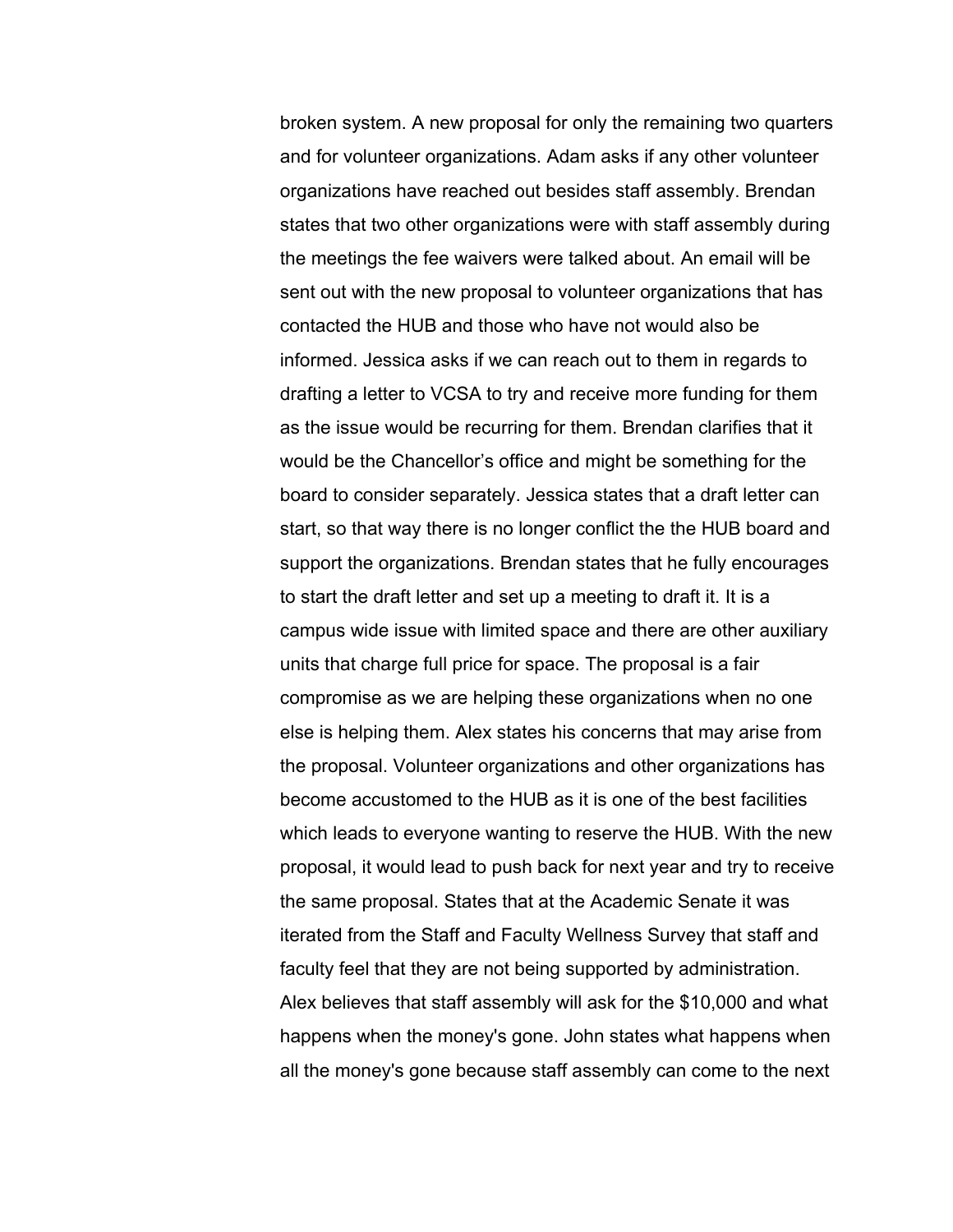broken system. A new proposal for only the remaining two quarters and for volunteer organizations. Adam asks if any other volunteer organizations have reached out besides staff assembly. Brendan states that two other organizations were with staff assembly during the meetings the fee waivers were talked about. An email will be sent out with the new proposal to volunteer organizations that has contacted the HUB and those who have not would also be informed. Jessica asks if we can reach out to them in regards to drafting a letter to VCSA to try and receive more funding for them as the issue would be recurring for them. Brendan clarifies that it would be the Chancellor's office and might be something for the board to consider separately. Jessica states that a draft letter can start, so that way there is no longer conflict the the HUB board and support the organizations. Brendan states that he fully encourages to start the draft letter and set up a meeting to draft it. It is a campus wide issue with limited space and there are other auxiliary units that charge full price for space. The proposal is a fair compromise as we are helping these organizations when no one else is helping them. Alex states his concerns that may arise from the proposal. Volunteer organizations and other organizations has become accustomed to the HUB as it is one of the best facilities which leads to everyone wanting to reserve the HUB. With the new proposal, it would lead to push back for next year and try to receive the same proposal. States that at the Academic Senate it was iterated from the Staff and Faculty Wellness Survey that staff and faculty feel that they are not being supported by administration. Alex believes that staff assembly will ask for the $10,000 and what happens when the money's gone. John states what happens when all the money's gone because staff assembly can come to the next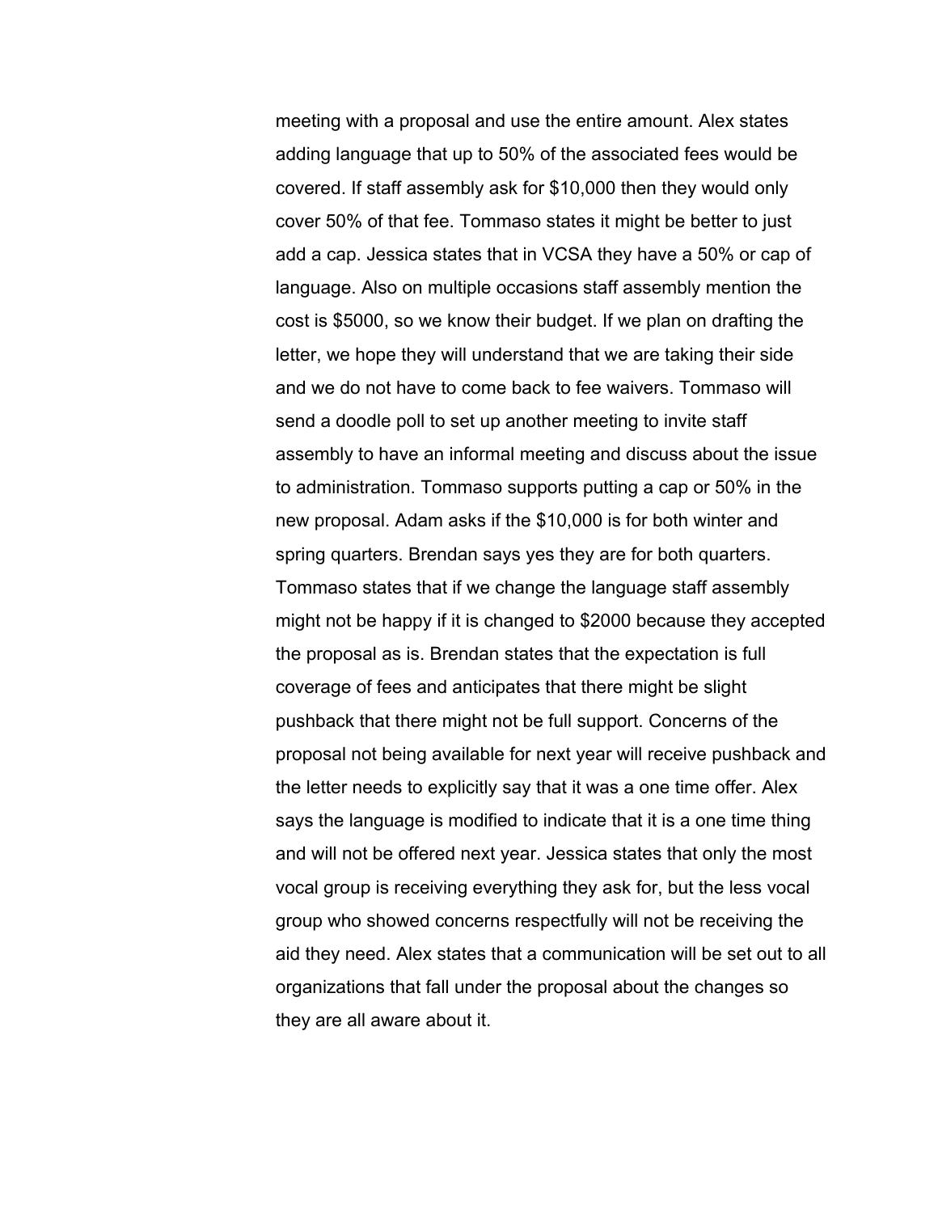meeting with a proposal and use the entire amount. Alex states adding language that up to 50% of the associated fees would be covered. If staff assembly ask for $10,000 then they would only cover 50% of that fee. Tommaso states it might be better to just add a cap. Jessica states that in VCSA they have a 50% or cap of language. Also on multiple occasions staff assembly mention the cost is $5000, so we know their budget. If we plan on drafting the letter, we hope they will understand that we are taking their side and we do not have to come back to fee waivers. Tommaso will send a doodle poll to set up another meeting to invite staff assembly to have an informal meeting and discuss about the issue to administration. Tommaso supports putting a cap or 50% in the new proposal. Adam asks if the $10,000 is for both winter and spring quarters. Brendan says yes they are for both quarters. Tommaso states that if we change the language staff assembly might not be happy if it is changed to $2000 because they accepted the proposal as is. Brendan states that the expectation is full coverage of fees and anticipates that there might be slight pushback that there might not be full support. Concerns of the proposal not being available for next year will receive pushback and the letter needs to explicitly say that it was a one time offer. Alex says the language is modified to indicate that it is a one time thing and will not be offered next year. Jessica states that only the most vocal group is receiving everything they ask for, but the less vocal group who showed concerns respectfully will not be receiving the aid they need. Alex states that a communication will be set out to all organizations that fall under the proposal about the changes so they are all aware about it.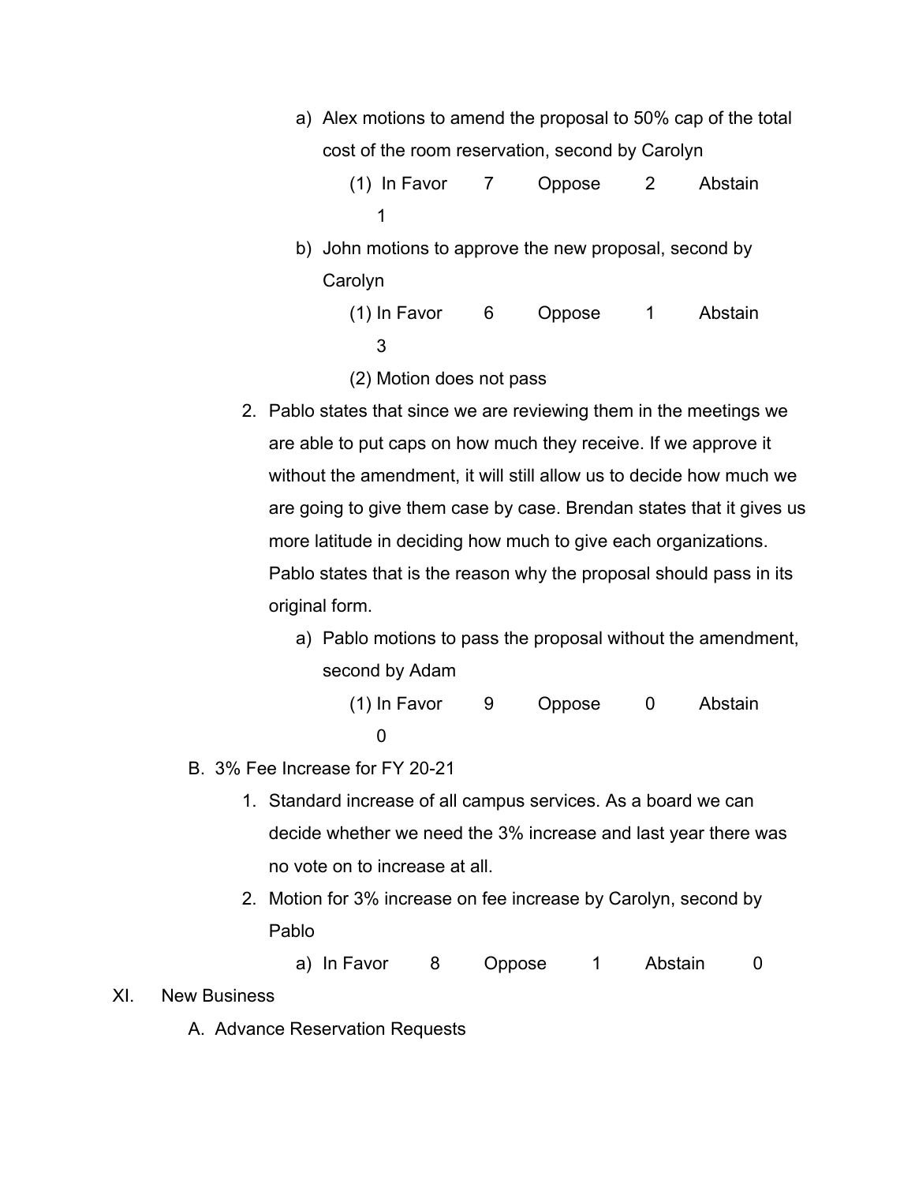a) Alex motions to amend the proposal to 50% cap of the total cost of the room reservation, second by Carolyn

(1) In Favor 7 Oppose 2 Abstain 1

b) John motions to approve the new proposal, second by Carolyn

(1) In Favor 6 Oppose 1 Abstain 3

(2) Motion does not pass

2. Pablo states that since we are reviewing them in the meetings we are able to put caps on how much they receive. If we approve it without the amendment, it will still allow us to decide how much we are going to give them case by case. Brendan states that it gives us more latitude in deciding how much to give each organizations. Pablo states that is the reason why the proposal should pass in its original form.

a) Pablo motions to pass the proposal without the amendment, second by Adam

(1) In Favor 9 Oppose 0 Abstain 0

B. 3% Fee Increase for FY 20-21

1. Standard increase of all campus services. As a board we can decide whether we need the 3% increase and last year there was no vote on to increase at all.

2. Motion for 3% increase on fee increase by Carolyn, second by Pablo

a) In Favor 8 Oppose 1 Abstain 0

XI. New Business

A. Advance Reservation Requests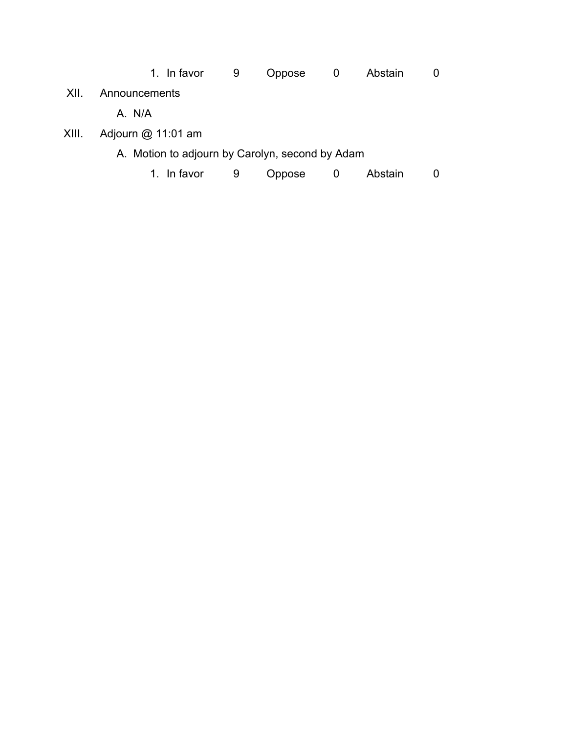1. In favor 9 Oppose 0 Abstain 0

XII. Announcements

A. N/A

XIII. Adjourn @ 11:01 am

A. Motion to adjourn by Carolyn, second by Adam

1. In favor 9 Oppose 0 Abstain 0